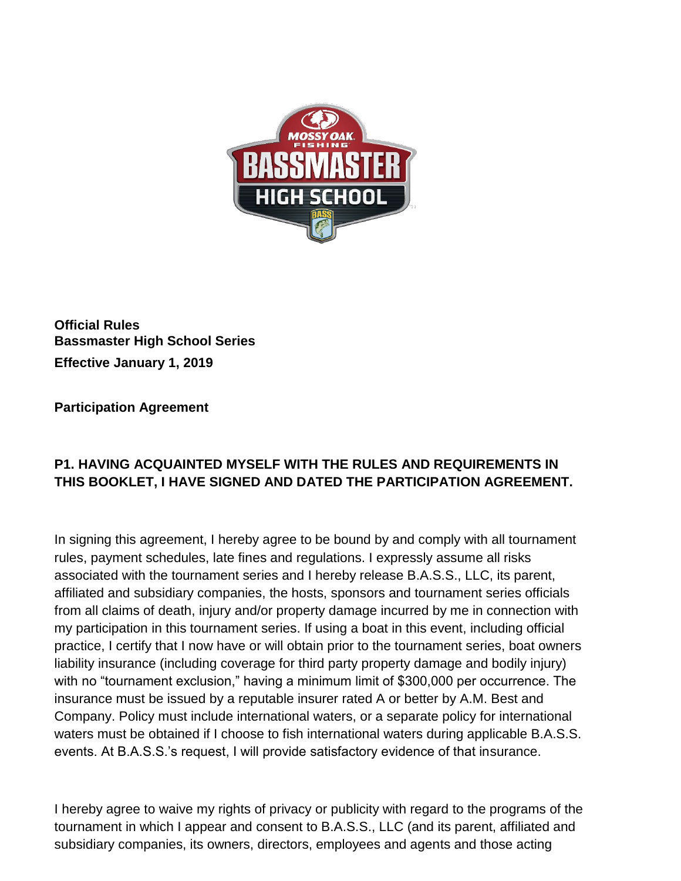**Official Rules**
**Bassmaster High School Series**
**Effective January 1, 2019**

**Participation Agreement**

## P1. HAVING ACQUAINTED MYSELF WITH THE RULES AND REQUIREMENTS IN THIS BOOKLET, I HAVE SIGNED AND DATED THE PARTICIPATION AGREEMENT.

In signing this agreement, I hereby agree to be bound by and comply with all tournament rules, payment schedules, late fines and regulations. I expressly assume all risks associated with the tournament series and I hereby release B.A.S.S., LLC, its parent, affiliated and subsidiary companies, the hosts, sponsors and tournament series officials from all claims of death, injury and/or property damage incurred by me in connection with my participation in this tournament series. If using a boat in this event, including official practice, I certify that I now have or will obtain prior to the tournament series, boat owners liability insurance (including coverage for third party property damage and bodily injury) with no "tournament exclusion," having a minimum limit of $300,000 per occurrence. The insurance must be issued by a reputable insurer rated A or better by A.M. Best and Company. Policy must include international waters, or a separate policy for international waters must be obtained if I choose to fish international waters during applicable B.A.S.S. events. At B.A.S.S.'s request, I will provide satisfactory evidence of that insurance.

I hereby agree to waive my rights of privacy or publicity with regard to the programs of the tournament in which I appear and consent to B.A.S.S., LLC (and its parent, affiliated and subsidiary companies, its owners, directors, employees and agents and those acting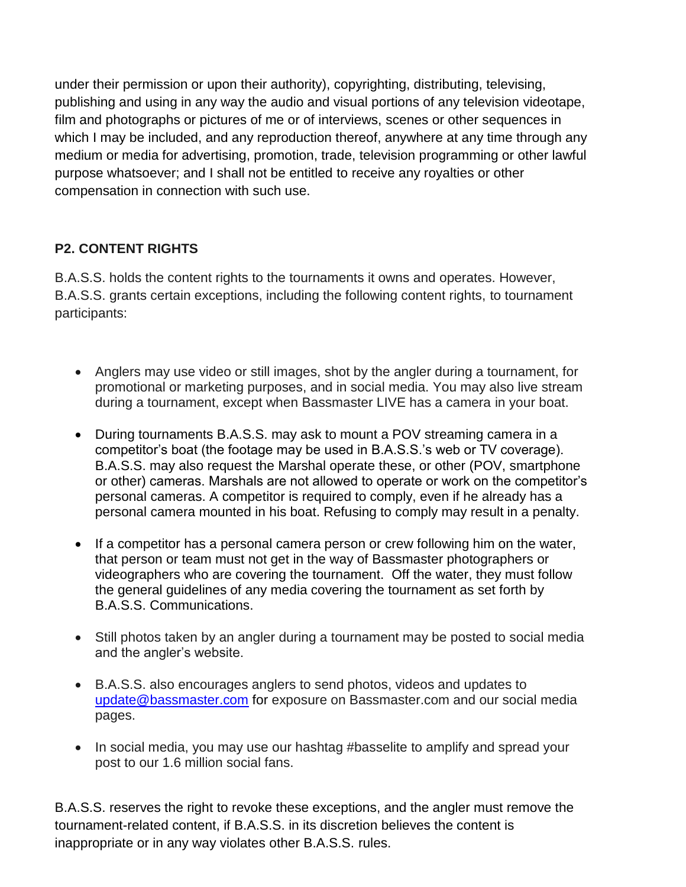under their permission or upon their authority), copyrighting, distributing, televising, publishing and using in any way the audio and visual portions of any television videotape, film and photographs or pictures of me or of interviews, scenes or other sequences in which I may be included, and any reproduction thereof, anywhere at any time through any medium or media for advertising, promotion, trade, television programming or other lawful purpose whatsoever; and I shall not be entitled to receive any royalties or other compensation in connection with such use.

**P2. CONTENT RIGHTS**

B.A.S.S. holds the content rights to the tournaments it owns and operates. However, B.A.S.S. grants certain exceptions, including the following content rights, to tournament participants:

- Anglers may use video or still images, shot by the angler during a tournament, for promotional or marketing purposes, and in social media. You may also live stream during a tournament, except when Bassmaster LIVE has a camera in your boat.
- During tournaments B.A.S.S. may ask to mount a POV streaming camera in a competitor's boat (the footage may be used in B.A.S.S.'s web or TV coverage). B.A.S.S. may also request the Marshal operate these, or other (POV, smartphone or other) cameras. Marshals are not allowed to operate or work on the competitor's personal cameras. A competitor is required to comply, even if he already has a personal camera mounted in his boat. Refusing to comply may result in a penalty.
- If a competitor has a personal camera person or crew following him on the water, that person or team must not get in the way of Bassmaster photographers or videographers who are covering the tournament. Off the water, they must follow the general guidelines of any media covering the tournament as set forth by B.A.S.S. Communications.
- Still photos taken by an angler during a tournament may be posted to social media and the angler's website.
- B.A.S.S. also encourages anglers to send photos, videos and updates to update@bassmaster.com for exposure on Bassmaster.com and our social media pages.
- In social media, you may use our hashtag #basselite to amplify and spread your post to our 1.6 million social fans.

B.A.S.S. reserves the right to revoke these exceptions, and the angler must remove the tournament-related content, if B.A.S.S. in its discretion believes the content is inappropriate or in any way violates other B.A.S.S. rules.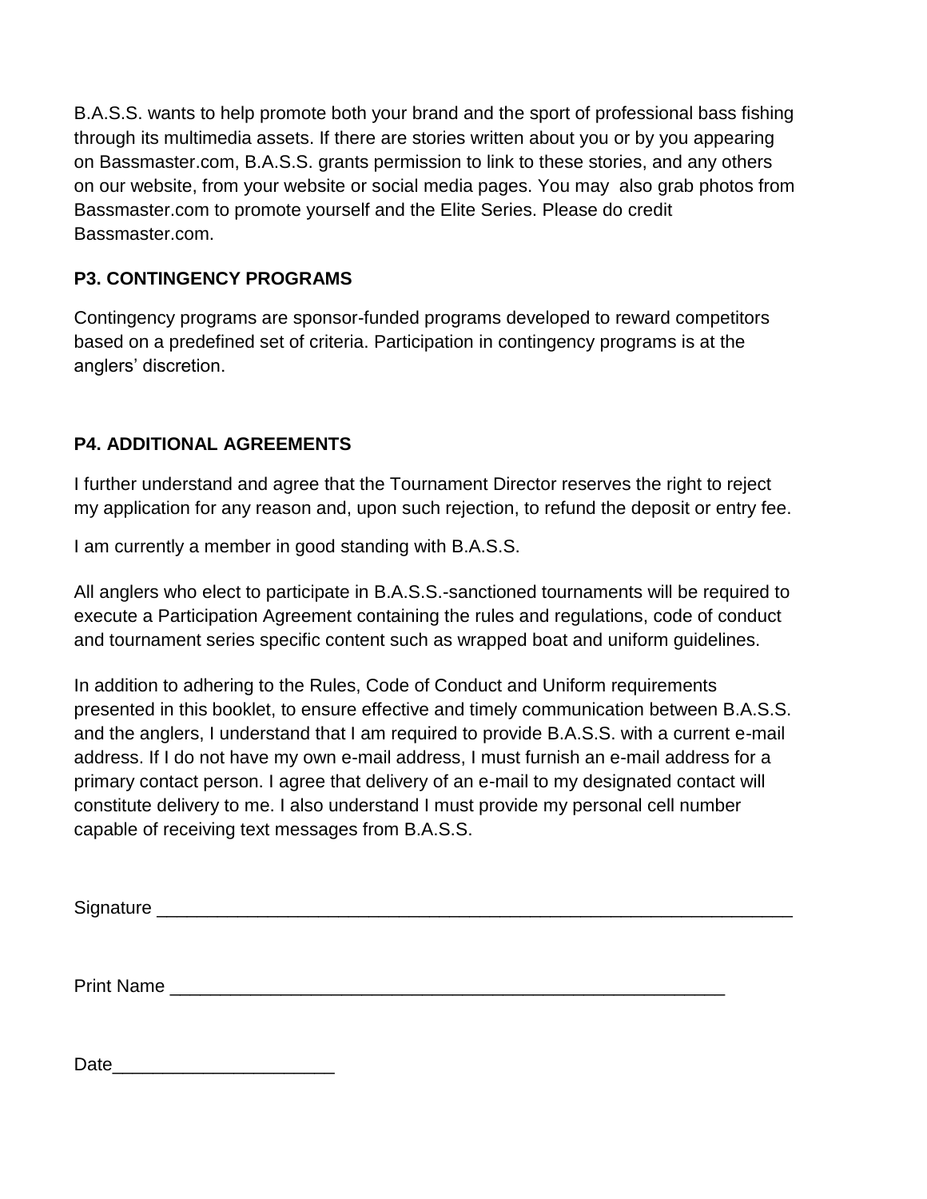B.A.S.S. wants to help promote both your brand and the sport of professional bass fishing through its multimedia assets. If there are stories written about you or by you appearing on Bassmaster.com, B.A.S.S. grants permission to link to these stories, and any others on our website, from your website or social media pages. You may also grab photos from Bassmaster.com to promote yourself and the Elite Series. Please do credit Bassmaster.com.

### P3. CONTINGENCY PROGRAMS

Contingency programs are sponsor-funded programs developed to reward competitors based on a predefined set of criteria. Participation in contingency programs is at the anglers' discretion.

### P4. ADDITIONAL AGREEMENTS

I further understand and agree that the Tournament Director reserves the right to reject my application for any reason and, upon such rejection, to refund the deposit or entry fee.

I am currently a member in good standing with B.A.S.S.

All anglers who elect to participate in B.A.S.S.-sanctioned tournaments will be required to execute a Participation Agreement containing the rules and regulations, code of conduct and tournament series specific content such as wrapped boat and uniform guidelines.

In addition to adhering to the Rules, Code of Conduct and Uniform requirements presented in this booklet, to ensure effective and timely communication between B.A.S.S. and the anglers, I understand that I am required to provide B.A.S.S. with a current e-mail address. If I do not have my own e-mail address, I must furnish an e-mail address for a primary contact person. I agree that delivery of an e-mail to my designated contact will constitute delivery to me. I also understand I must provide my personal cell number capable of receiving text messages from B.A.S.S.

Signature ____________________________________________________________

Print Name ____________________________________________________

Date______________________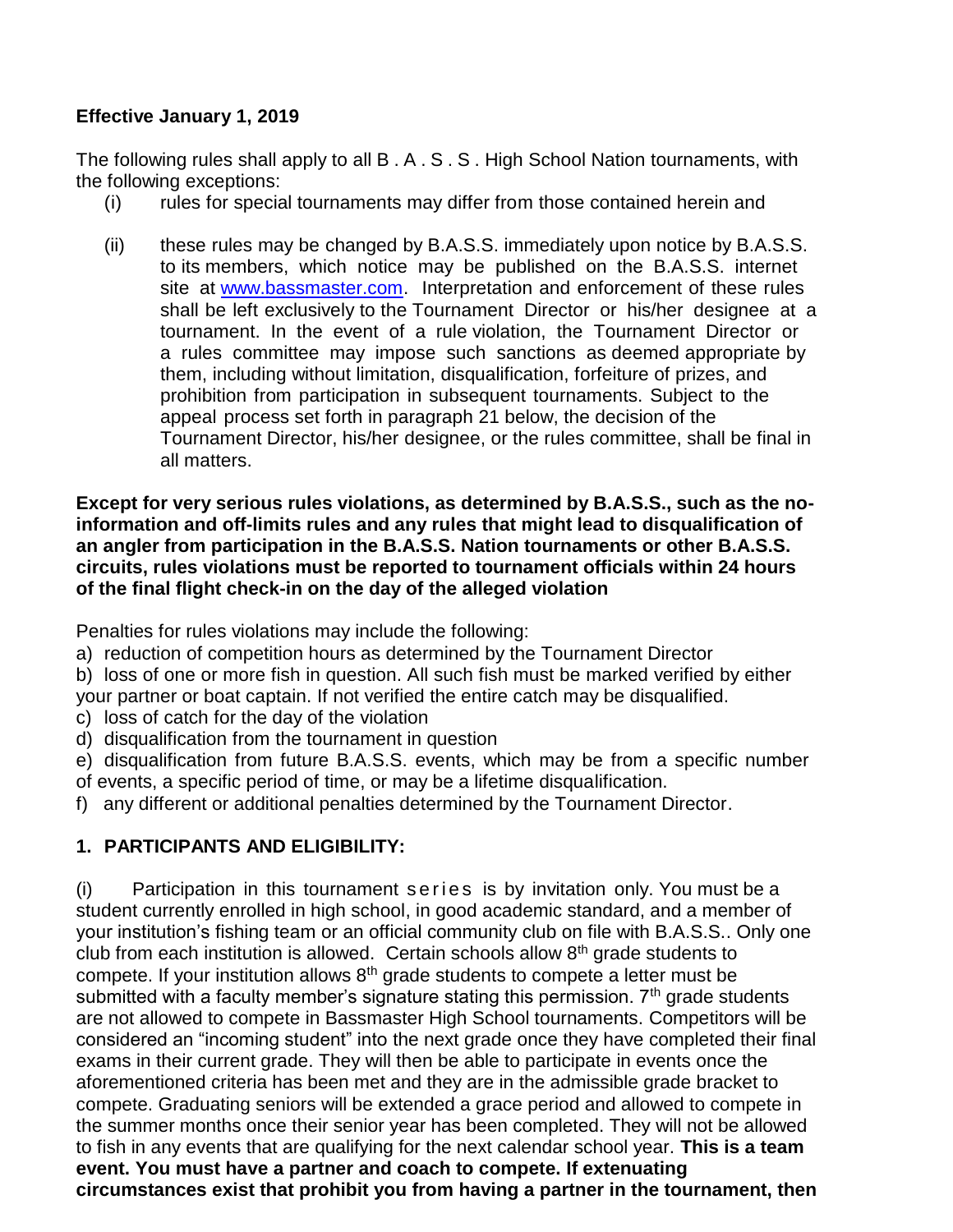**Effective January 1, 2019**

The following rules shall apply to all B . A . S . S . High School Nation tournaments, with the following exceptions:

(i) rules for special tournaments may differ from those contained herein and

(ii) these rules may be changed by B.A.S.S. immediately upon notice by B.A.S.S. to its members, which notice may be published on the B.A.S.S. internet site at www.bassmaster.com. Interpretation and enforcement of these rules shall be left exclusively to the Tournament Director or his/her designee at a tournament. In the event of a rule violation, the Tournament Director or a rules committee may impose such sanctions as deemed appropriate by them, including without limitation, disqualification, forfeiture of prizes, and prohibition from participation in subsequent tournaments. Subject to the appeal process set forth in paragraph 21 below, the decision of the Tournament Director, his/her designee, or the rules committee, shall be final in all matters.

**Except for very serious rules violations, as determined by B.A.S.S., such as the no-information and off-limits rules and any rules that might lead to disqualification of an angler from participation in the B.A.S.S. Nation tournaments or other B.A.S.S. circuits, rules violations must be reported to tournament officials within 24 hours of the final flight check-in on the day of the alleged violation**

Penalties for rules violations may include the following:

a) reduction of competition hours as determined by the Tournament Director
b) loss of one or more fish in question. All such fish must be marked verified by either your partner or boat captain. If not verified the entire catch may be disqualified.
c) loss of catch for the day of the violation
d) disqualification from the tournament in question
e) disqualification from future B.A.S.S. events, which may be from a specific number of events, a specific period of time, or may be a lifetime disqualification.
f) any different or additional penalties determined by the Tournament Director.

## 1. PARTICIPANTS AND ELIGIBILITY:

(i) Participation in this tournament series is by invitation only. You must be a student currently enrolled in high school, in good academic standard, and a member of your institution's fishing team or an official community club on file with B.A.S.S.. Only one club from each institution is allowed. Certain schools allow 8th grade students to compete. If your institution allows 8th grade students to compete a letter must be submitted with a faculty member's signature stating this permission. 7th grade students are not allowed to compete in Bassmaster High School tournaments. Competitors will be considered an "incoming student" into the next grade once they have completed their final exams in their current grade. They will then be able to participate in events once the aforementioned criteria has been met and they are in the admissible grade bracket to compete. Graduating seniors will be extended a grace period and allowed to compete in the summer months once their senior year has been completed. They will not be allowed to fish in any events that are qualifying for the next calendar school year. **This is a team event. You must have a partner and coach to compete. If extenuating circumstances exist that prohibit you from having a partner in the tournament, then**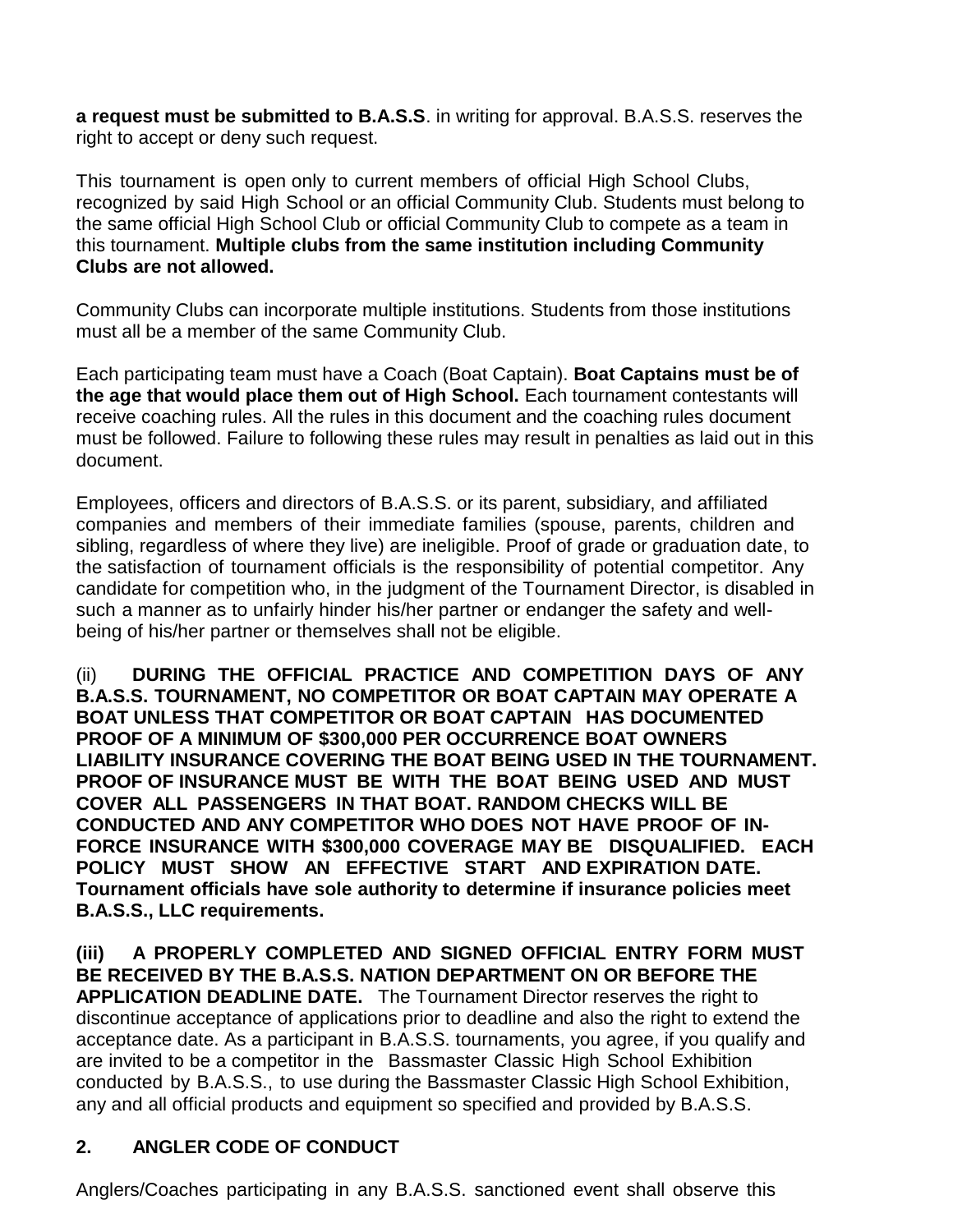**a request must be submitted to B.A.S.S**. in writing for approval. B.A.S.S. reserves the right to accept or deny such request.

This tournament is open only to current members of official High School Clubs, recognized by said High School or an official Community Club. Students must belong to the same official High School Club or official Community Club to compete as a team in this tournament. **Multiple clubs from the same institution including Community Clubs are not allowed.**

Community Clubs can incorporate multiple institutions. Students from those institutions must all be a member of the same Community Club.

Each participating team must have a Coach (Boat Captain). **Boat Captains must be of the age that would place them out of High School.** Each tournament contestants will receive coaching rules. All the rules in this document and the coaching rules document must be followed. Failure to following these rules may result in penalties as laid out in this document.

Employees, officers and directors of B.A.S.S. or its parent, subsidiary, and affiliated companies and members of their immediate families (spouse, parents, children and sibling, regardless of where they live) are ineligible. Proof of grade or graduation date, to the satisfaction of tournament officials is the responsibility of potential competitor. Any candidate for competition who, in the judgment of the Tournament Director, is disabled in such a manner as to unfairly hinder his/her partner or endanger the safety and well-being of his/her partner or themselves shall not be eligible.

(ii) **DURING THE OFFICIAL PRACTICE AND COMPETITION DAYS OF ANY B.A.S.S. TOURNAMENT, NO COMPETITOR OR BOAT CAPTAIN MAY OPERATE A BOAT UNLESS THAT COMPETITOR OR BOAT CAPTAIN HAS DOCUMENTED PROOF OF A MINIMUM OF $300,000 PER OCCURRENCE BOAT OWNERS LIABILITY INSURANCE COVERING THE BOAT BEING USED IN THE TOURNAMENT. PROOF OF INSURANCE MUST BE WITH THE BOAT BEING USED AND MUST COVER ALL PASSENGERS IN THAT BOAT. RANDOM CHECKS WILL BE CONDUCTED AND ANY COMPETITOR WHO DOES NOT HAVE PROOF OF IN-FORCE INSURANCE WITH $300,000 COVERAGE MAY BE DISQUALIFIED. EACH POLICY MUST SHOW AN EFFECTIVE START AND EXPIRATION DATE. Tournament officials have sole authority to determine if insurance policies meet B.A.S.S., LLC requirements.**

**(iii) A PROPERLY COMPLETED AND SIGNED OFFICIAL ENTRY FORM MUST BE RECEIVED BY THE B.A.S.S. NATION DEPARTMENT ON OR BEFORE THE APPLICATION DEADLINE DATE.** The Tournament Director reserves the right to discontinue acceptance of applications prior to deadline and also the right to extend the acceptance date. As a participant in B.A.S.S. tournaments, you agree, if you qualify and are invited to be a competitor in the Bassmaster Classic High School Exhibition conducted by B.A.S.S., to use during the Bassmaster Classic High School Exhibition, any and all official products and equipment so specified and provided by B.A.S.S.

## 2. ANGLER CODE OF CONDUCT

Anglers/Coaches participating in any B.A.S.S. sanctioned event shall observe this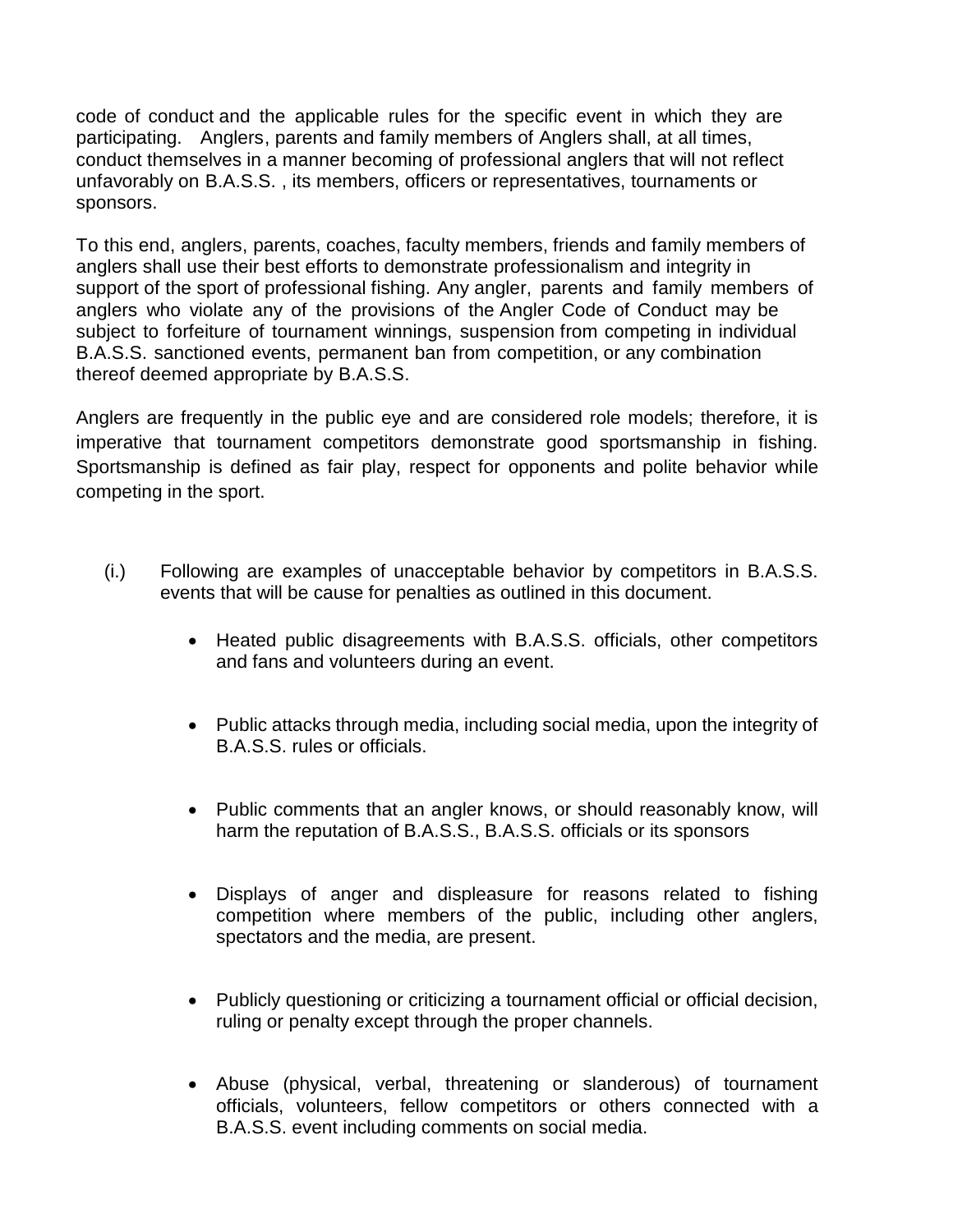code of conduct and the applicable rules for the specific event in which they are participating. Anglers, parents and family members of Anglers shall, at all times, conduct themselves in a manner becoming of professional anglers that will not reflect unfavorably on B.A.S.S. , its members, officers or representatives, tournaments or sponsors.

To this end, anglers, parents, coaches, faculty members, friends and family members of anglers shall use their best efforts to demonstrate professionalism and integrity in support of the sport of professional fishing. Any angler, parents and family members of anglers who violate any of the provisions of the Angler Code of Conduct may be subject to forfeiture of tournament winnings, suspension from competing in individual B.A.S.S. sanctioned events, permanent ban from competition, or any combination thereof deemed appropriate by B.A.S.S.

Anglers are frequently in the public eye and are considered role models; therefore, it is imperative that tournament competitors demonstrate good sportsmanship in fishing. Sportsmanship is defined as fair play, respect for opponents and polite behavior while competing in the sport.

(i.) Following are examples of unacceptable behavior by competitors in B.A.S.S. events that will be cause for penalties as outlined in this document.

- Heated public disagreements with B.A.S.S. officials, other competitors and fans and volunteers during an event.
- Public attacks through media, including social media, upon the integrity of B.A.S.S. rules or officials.
- Public comments that an angler knows, or should reasonably know, will harm the reputation of B.A.S.S., B.A.S.S. officials or its sponsors
- Displays of anger and displeasure for reasons related to fishing competition where members of the public, including other anglers, spectators and the media, are present.
- Publicly questioning or criticizing a tournament official or official decision, ruling or penalty except through the proper channels.
- Abuse (physical, verbal, threatening or slanderous) of tournament officials, volunteers, fellow competitors or others connected with a B.A.S.S. event including comments on social media.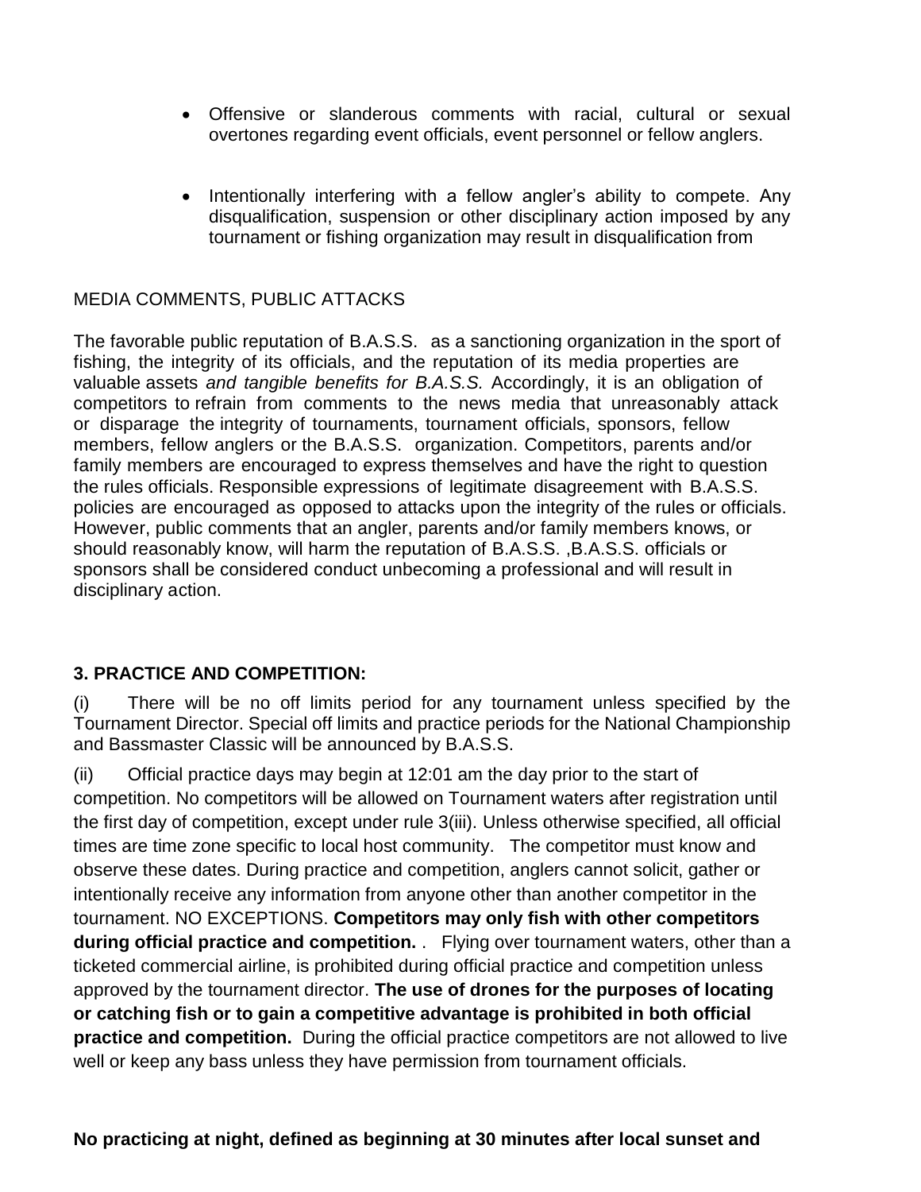- Offensive or slanderous comments with racial, cultural or sexual overtones regarding event officials, event personnel or fellow anglers.

- Intentionally interfering with a fellow angler's ability to compete. Any disqualification, suspension or other disciplinary action imposed by any tournament or fishing organization may result in disqualification from

MEDIA COMMENTS, PUBLIC ATTACKS

The favorable public reputation of B.A.S.S. as a sanctioning organization in the sport of fishing, the integrity of its officials, and the reputation of its media properties are valuable assets *and tangible benefits for B.A.S.S.* Accordingly, it is an obligation of competitors to refrain from comments to the news media that unreasonably attack or disparage the integrity of tournaments, tournament officials, sponsors, fellow members, fellow anglers or the B.A.S.S. organization. Competitors, parents and/or family members are encouraged to express themselves and have the right to question the rules officials. Responsible expressions of legitimate disagreement with B.A.S.S. policies are encouraged as opposed to attacks upon the integrity of the rules or officials. However, public comments that an angler, parents and/or family members knows, or should reasonably know, will harm the reputation of B.A.S.S. ,B.A.S.S. officials or sponsors shall be considered conduct unbecoming a professional and will result in disciplinary action.

**3. PRACTICE AND COMPETITION:**

(i) There will be no off limits period for any tournament unless specified by the Tournament Director. Special off limits and practice periods for the National Championship and Bassmaster Classic will be announced by B.A.S.S.

(ii) Official practice days may begin at 12:01 am the day prior to the start of competition. No competitors will be allowed on Tournament waters after registration until the first day of competition, except under rule 3(iii). Unless otherwise specified, all official times are time zone specific to local host community. The competitor must know and observe these dates. During practice and competition, anglers cannot solicit, gather or intentionally receive any information from anyone other than another competitor in the tournament. NO EXCEPTIONS. **Competitors may only fish with other competitors during official practice and competition.** . Flying over tournament waters, other than a ticketed commercial airline, is prohibited during official practice and competition unless approved by the tournament director. **The use of drones for the purposes of locating or catching fish or to gain a competitive advantage is prohibited in both official practice and competition.** During the official practice competitors are not allowed to live well or keep any bass unless they have permission from tournament officials.

**No practicing at night, defined as beginning at 30 minutes after local sunset and**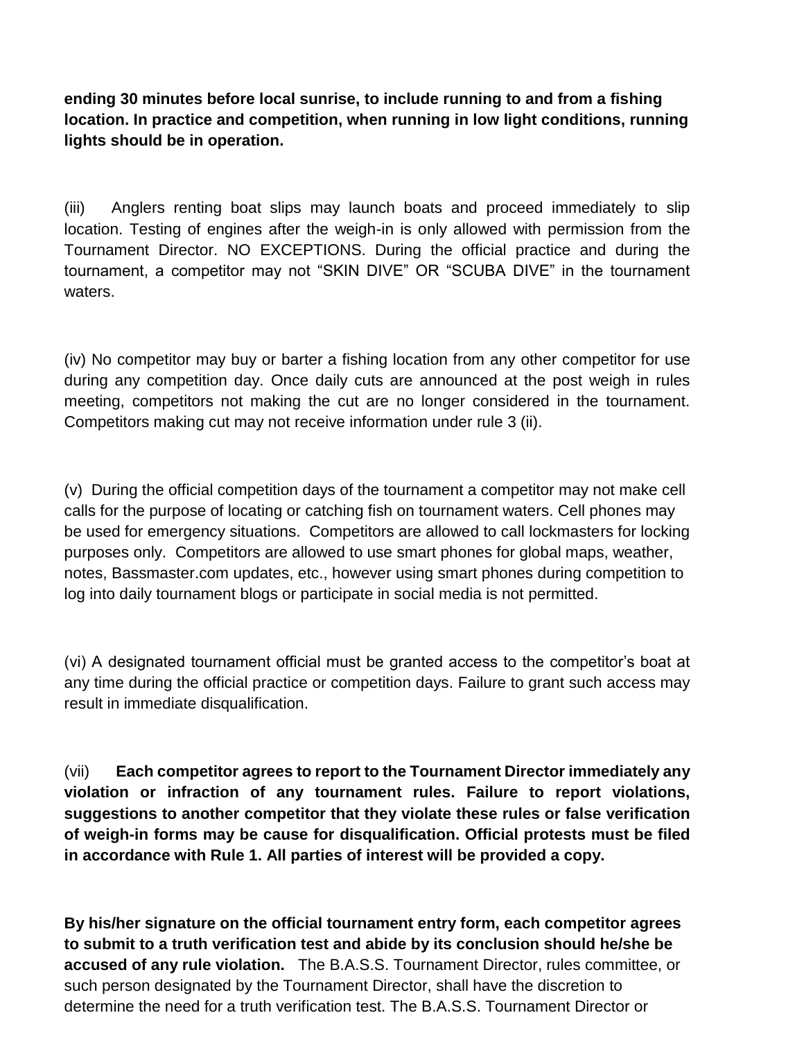**ending 30 minutes before local sunrise, to include running to and from a fishing location. In practice and competition, when running in low light conditions, running lights should be in operation.**

(iii) Anglers renting boat slips may launch boats and proceed immediately to slip location. Testing of engines after the weigh-in is only allowed with permission from the Tournament Director. NO EXCEPTIONS. During the official practice and during the tournament, a competitor may not "SKIN DIVE" OR "SCUBA DIVE" in the tournament waters.

(iv) No competitor may buy or barter a fishing location from any other competitor for use during any competition day. Once daily cuts are announced at the post weigh in rules meeting, competitors not making the cut are no longer considered in the tournament. Competitors making cut may not receive information under rule 3 (ii).

(v) During the official competition days of the tournament a competitor may not make cell calls for the purpose of locating or catching fish on tournament waters. Cell phones may be used for emergency situations. Competitors are allowed to call lockmasters for locking purposes only. Competitors are allowed to use smart phones for global maps, weather, notes, Bassmaster.com updates, etc., however using smart phones during competition to log into daily tournament blogs or participate in social media is not permitted.

(vi) A designated tournament official must be granted access to the competitor's boat at any time during the official practice or competition days. Failure to grant such access may result in immediate disqualification.

(vii) **Each competitor agrees to report to the Tournament Director immediately any violation or infraction of any tournament rules. Failure to report violations, suggestions to another competitor that they violate these rules or false verification of weigh-in forms may be cause for disqualification. Official protests must be filed in accordance with Rule 1. All parties of interest will be provided a copy.**

**By his/her signature on the official tournament entry form, each competitor agrees to submit to a truth verification test and abide by its conclusion should he/she be accused of any rule violation.** The B.A.S.S. Tournament Director, rules committee, or such person designated by the Tournament Director, shall have the discretion to determine the need for a truth verification test. The B.A.S.S. Tournament Director or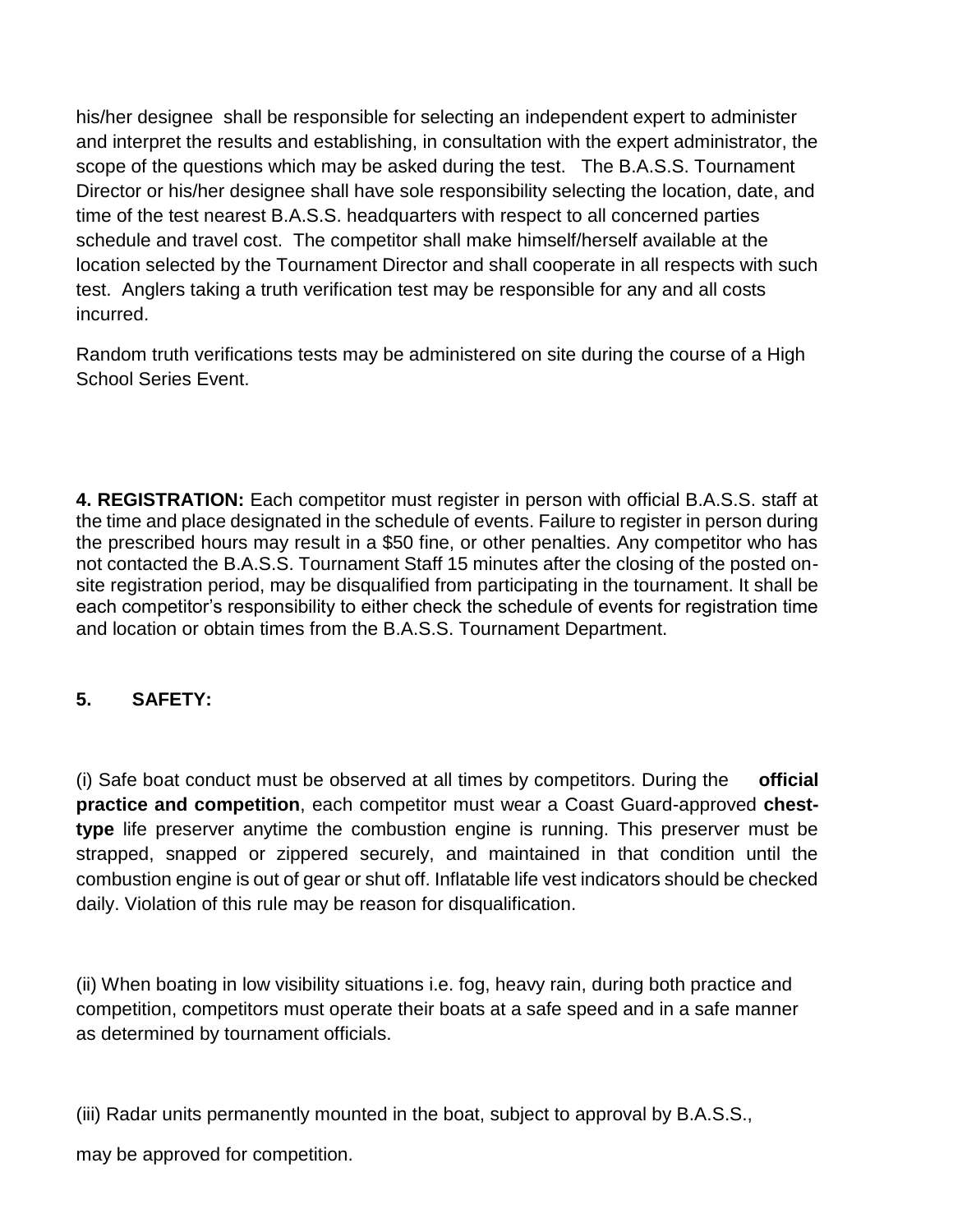his/her designee shall be responsible for selecting an independent expert to administer and interpret the results and establishing, in consultation with the expert administrator, the scope of the questions which may be asked during the test. The B.A.S.S. Tournament Director or his/her designee shall have sole responsibility selecting the location, date, and time of the test nearest B.A.S.S. headquarters with respect to all concerned parties schedule and travel cost. The competitor shall make himself/herself available at the location selected by the Tournament Director and shall cooperate in all respects with such test. Anglers taking a truth verification test may be responsible for any and all costs incurred.

Random truth verifications tests may be administered on site during the course of a High School Series Event.

**4. REGISTRATION:** Each competitor must register in person with official B.A.S.S. staff at the time and place designated in the schedule of events. Failure to register in person during the prescribed hours may result in a $50 fine, or other penalties. Any competitor who has not contacted the B.A.S.S. Tournament Staff 15 minutes after the closing of the posted on-site registration period, may be disqualified from participating in the tournament. It shall be each competitor's responsibility to either check the schedule of events for registration time and location or obtain times from the B.A.S.S. Tournament Department.

**5. SAFETY:**

(i) Safe boat conduct must be observed at all times by competitors. During the **official practice and competition**, each competitor must wear a Coast Guard-approved **chest-type** life preserver anytime the combustion engine is running. This preserver must be strapped, snapped or zippered securely, and maintained in that condition until the combustion engine is out of gear or shut off. Inflatable life vest indicators should be checked daily. Violation of this rule may be reason for disqualification.

(ii) When boating in low visibility situations i.e. fog, heavy rain, during both practice and competition, competitors must operate their boats at a safe speed and in a safe manner as determined by tournament officials.

(iii) Radar units permanently mounted in the boat, subject to approval by B.A.S.S., may be approved for competition.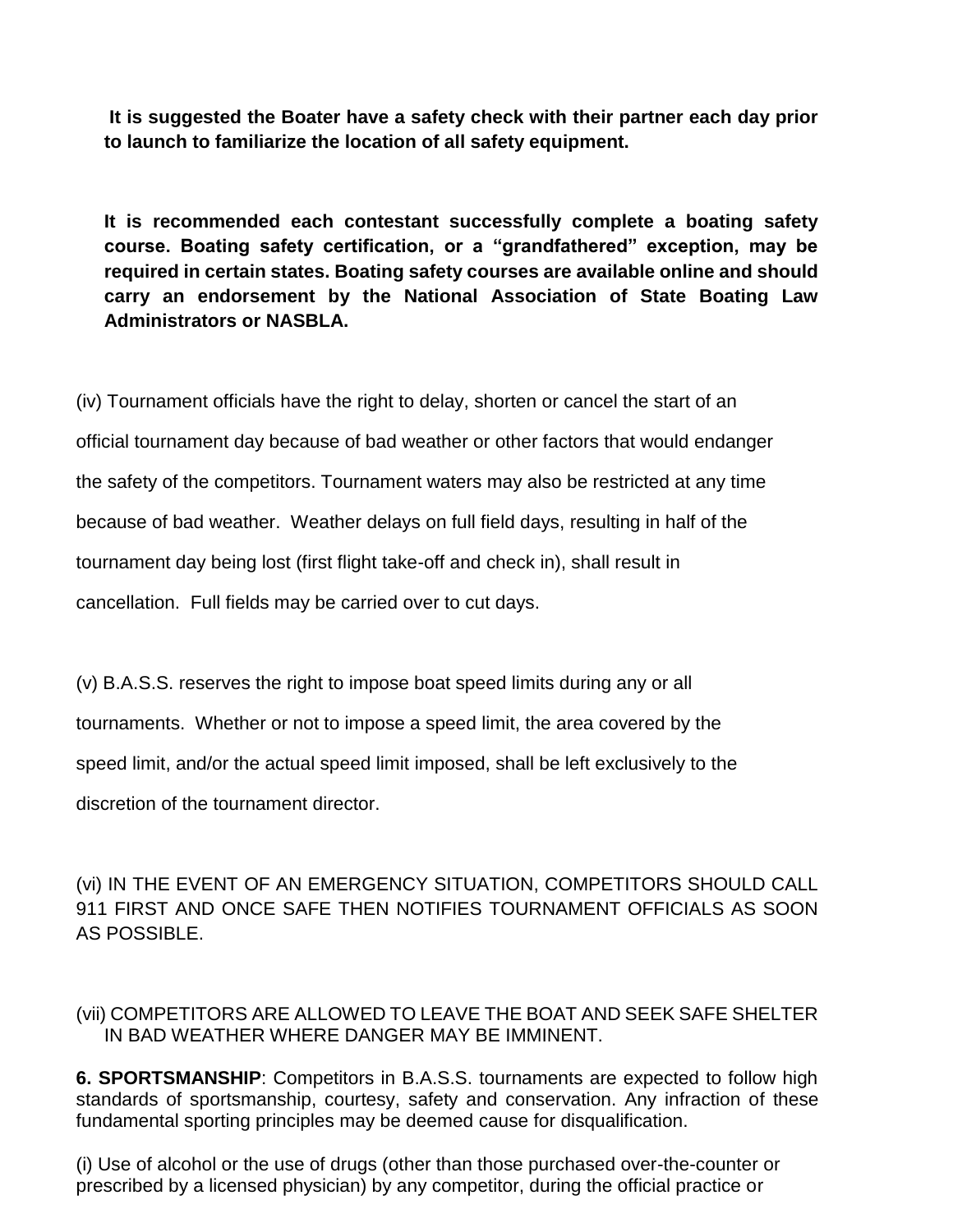**It is suggested the Boater have a safety check with their partner each day prior to launch to familiarize the location of all safety equipment.**

**It is recommended each contestant successfully complete a boating safety course. Boating safety certification, or a "grandfathered" exception, may be required in certain states. Boating safety courses are available online and should carry an endorsement by the National Association of State Boating Law Administrators or NASBLA.**

(iv) Tournament officials have the right to delay, shorten or cancel the start of an official tournament day because of bad weather or other factors that would endanger the safety of the competitors. Tournament waters may also be restricted at any time because of bad weather. Weather delays on full field days, resulting in half of the tournament day being lost (first flight take-off and check in), shall result in cancellation. Full fields may be carried over to cut days.

(v) B.A.S.S. reserves the right to impose boat speed limits during any or all tournaments. Whether or not to impose a speed limit, the area covered by the speed limit, and/or the actual speed limit imposed, shall be left exclusively to the discretion of the tournament director.

(vi) IN THE EVENT OF AN EMERGENCY SITUATION, COMPETITORS SHOULD CALL 911 FIRST AND ONCE SAFE THEN NOTIFIES TOURNAMENT OFFICIALS AS SOON AS POSSIBLE.

(vii) COMPETITORS ARE ALLOWED TO LEAVE THE BOAT AND SEEK SAFE SHELTER IN BAD WEATHER WHERE DANGER MAY BE IMMINENT.

**6. SPORTSMANSHIP**: Competitors in B.A.S.S. tournaments are expected to follow high standards of sportsmanship, courtesy, safety and conservation. Any infraction of these fundamental sporting principles may be deemed cause for disqualification.

(i) Use of alcohol or the use of drugs (other than those purchased over-the-counter or prescribed by a licensed physician) by any competitor, during the official practice or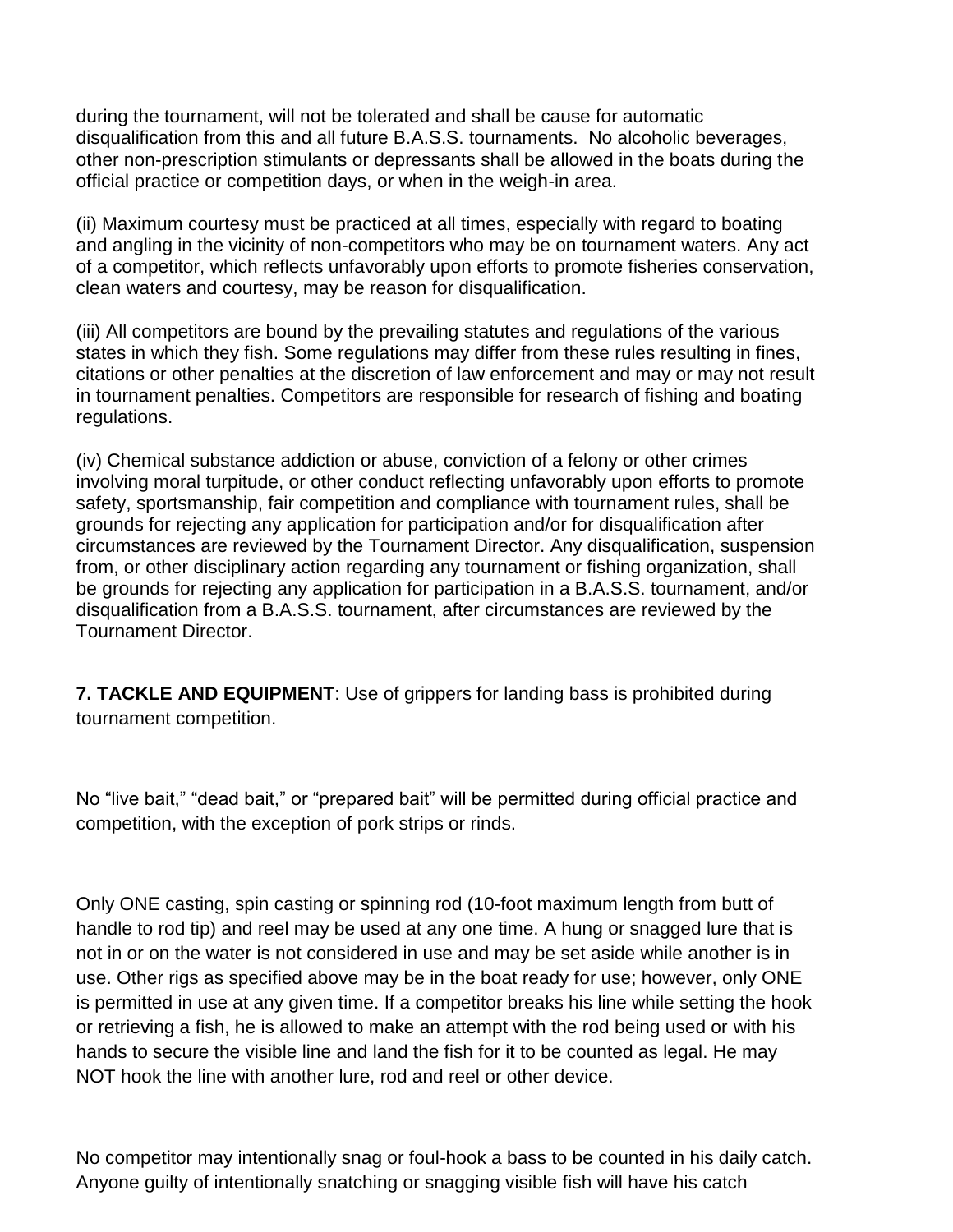during the tournament, will not be tolerated and shall be cause for automatic disqualification from this and all future B.A.S.S. tournaments. No alcoholic beverages, other non-prescription stimulants or depressants shall be allowed in the boats during the official practice or competition days, or when in the weigh-in area.

(ii) Maximum courtesy must be practiced at all times, especially with regard to boating and angling in the vicinity of non-competitors who may be on tournament waters. Any act of a competitor, which reflects unfavorably upon efforts to promote fisheries conservation, clean waters and courtesy, may be reason for disqualification.

(iii) All competitors are bound by the prevailing statutes and regulations of the various states in which they fish. Some regulations may differ from these rules resulting in fines, citations or other penalties at the discretion of law enforcement and may or may not result in tournament penalties. Competitors are responsible for research of fishing and boating regulations.

(iv) Chemical substance addiction or abuse, conviction of a felony or other crimes involving moral turpitude, or other conduct reflecting unfavorably upon efforts to promote safety, sportsmanship, fair competition and compliance with tournament rules, shall be grounds for rejecting any application for participation and/or for disqualification after circumstances are reviewed by the Tournament Director. Any disqualification, suspension from, or other disciplinary action regarding any tournament or fishing organization, shall be grounds for rejecting any application for participation in a B.A.S.S. tournament, and/or disqualification from a B.A.S.S. tournament, after circumstances are reviewed by the Tournament Director.

**7. TACKLE AND EQUIPMENT**: Use of grippers for landing bass is prohibited during tournament competition.

No “live bait,” “dead bait,” or “prepared bait” will be permitted during official practice and competition, with the exception of pork strips or rinds.

Only ONE casting, spin casting or spinning rod (10-foot maximum length from butt of handle to rod tip) and reel may be used at any one time. A hung or snagged lure that is not in or on the water is not considered in use and may be set aside while another is in use. Other rigs as specified above may be in the boat ready for use; however, only ONE is permitted in use at any given time. If a competitor breaks his line while setting the hook or retrieving a fish, he is allowed to make an attempt with the rod being used or with his hands to secure the visible line and land the fish for it to be counted as legal. He may NOT hook the line with another lure, rod and reel or other device.

No competitor may intentionally snag or foul-hook a bass to be counted in his daily catch. Anyone guilty of intentionally snatching or snagging visible fish will have his catch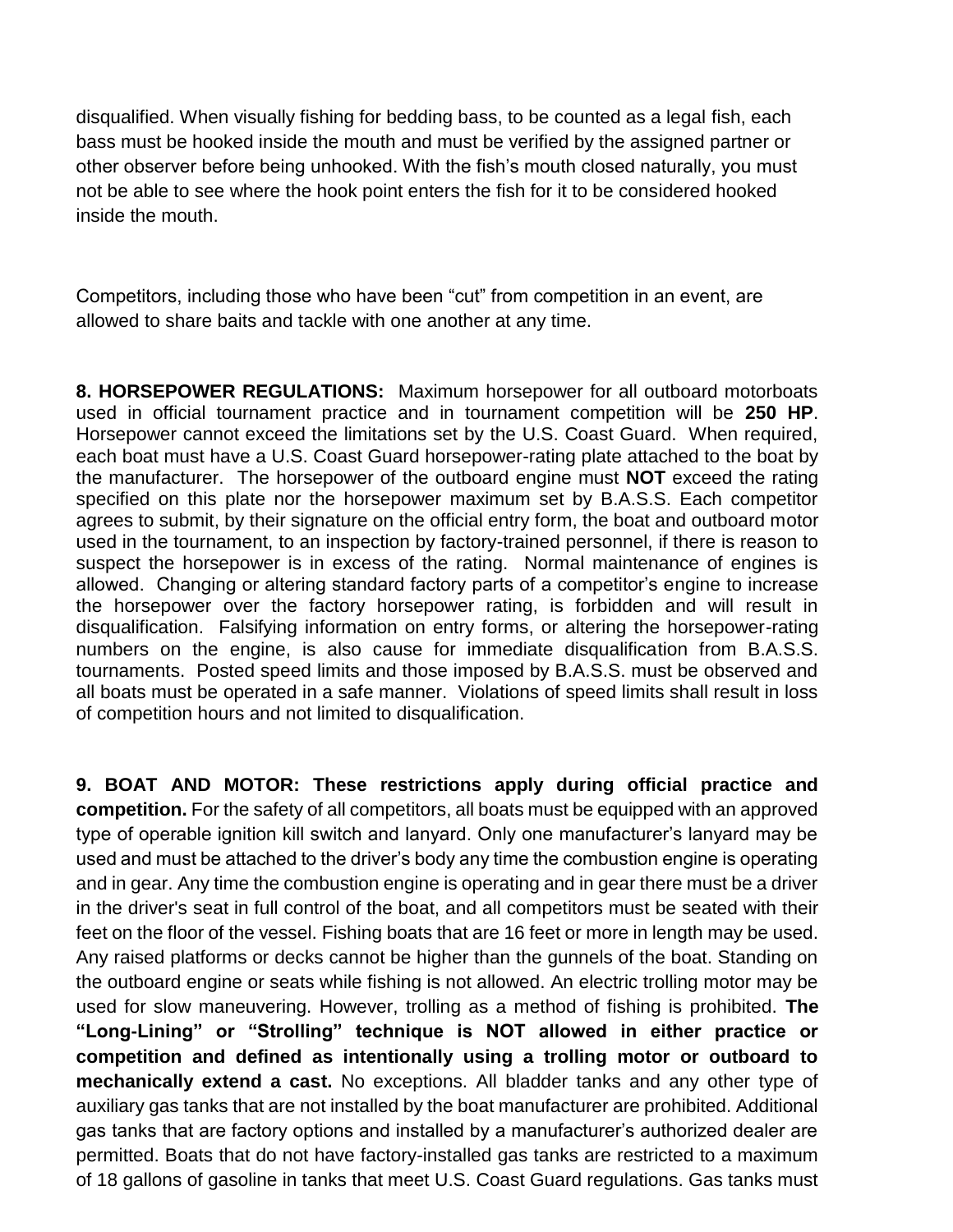disqualified. When visually fishing for bedding bass, to be counted as a legal fish, each bass must be hooked inside the mouth and must be verified by the assigned partner or other observer before being unhooked. With the fish's mouth closed naturally, you must not be able to see where the hook point enters the fish for it to be considered hooked inside the mouth.

Competitors, including those who have been "cut" from competition in an event, are allowed to share baits and tackle with one another at any time.

**8. HORSEPOWER REGULATIONS:** Maximum horsepower for all outboard motorboats used in official tournament practice and in tournament competition will be **250 HP**. Horsepower cannot exceed the limitations set by the U.S. Coast Guard. When required, each boat must have a U.S. Coast Guard horsepower-rating plate attached to the boat by the manufacturer. The horsepower of the outboard engine must **NOT** exceed the rating specified on this plate nor the horsepower maximum set by B.A.S.S. Each competitor agrees to submit, by their signature on the official entry form, the boat and outboard motor used in the tournament, to an inspection by factory-trained personnel, if there is reason to suspect the horsepower is in excess of the rating. Normal maintenance of engines is allowed. Changing or altering standard factory parts of a competitor's engine to increase the horsepower over the factory horsepower rating, is forbidden and will result in disqualification. Falsifying information on entry forms, or altering the horsepower-rating numbers on the engine, is also cause for immediate disqualification from B.A.S.S. tournaments. Posted speed limits and those imposed by B.A.S.S. must be observed and all boats must be operated in a safe manner. Violations of speed limits shall result in loss of competition hours and not limited to disqualification.

**9. BOAT AND MOTOR: These restrictions apply during official practice and competition.** For the safety of all competitors, all boats must be equipped with an approved type of operable ignition kill switch and lanyard. Only one manufacturer's lanyard may be used and must be attached to the driver's body any time the combustion engine is operating and in gear. Any time the combustion engine is operating and in gear there must be a driver in the driver's seat in full control of the boat, and all competitors must be seated with their feet on the floor of the vessel. Fishing boats that are 16 feet or more in length may be used. Any raised platforms or decks cannot be higher than the gunnels of the boat. Standing on the outboard engine or seats while fishing is not allowed. An electric trolling motor may be used for slow maneuvering. However, trolling as a method of fishing is prohibited. **The "Long-Lining" or "Strolling" technique is NOT allowed in either practice or competition and defined as intentionally using a trolling motor or outboard to mechanically extend a cast.** No exceptions. All bladder tanks and any other type of auxiliary gas tanks that are not installed by the boat manufacturer are prohibited. Additional gas tanks that are factory options and installed by a manufacturer's authorized dealer are permitted. Boats that do not have factory-installed gas tanks are restricted to a maximum of 18 gallons of gasoline in tanks that meet U.S. Coast Guard regulations. Gas tanks must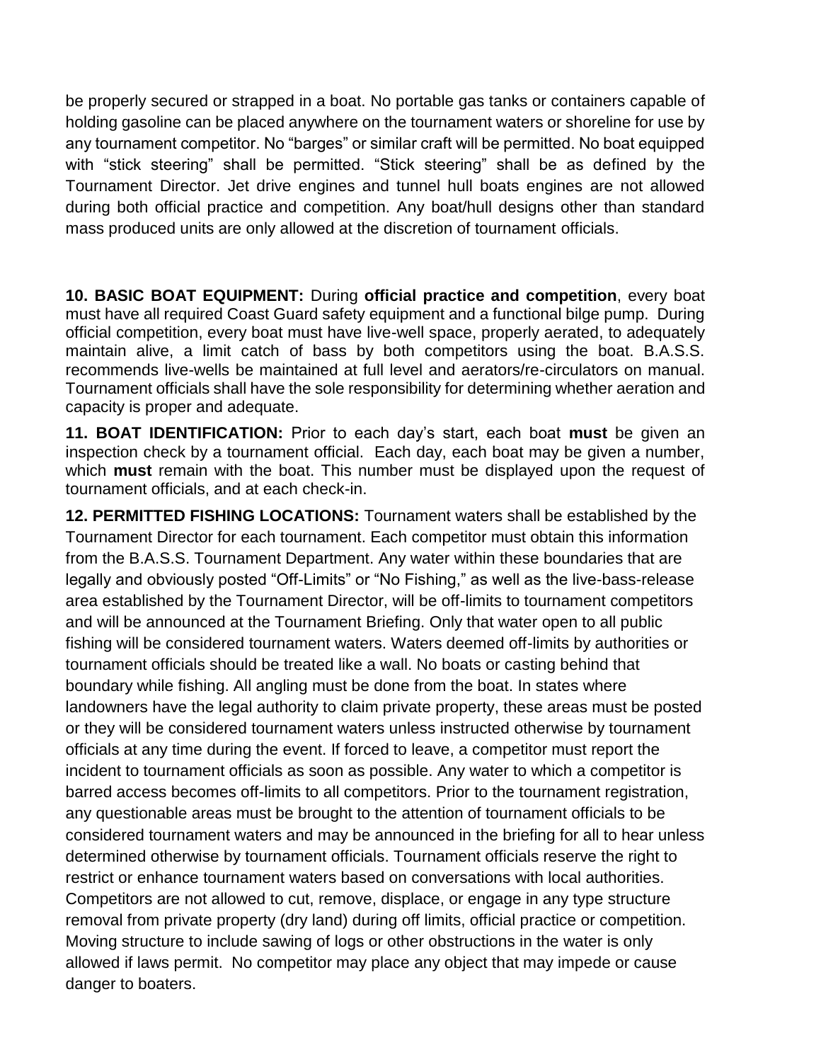be properly secured or strapped in a boat. No portable gas tanks or containers capable of holding gasoline can be placed anywhere on the tournament waters or shoreline for use by any tournament competitor. No "barges" or similar craft will be permitted. No boat equipped with "stick steering" shall be permitted. "Stick steering" shall be as defined by the Tournament Director. Jet drive engines and tunnel hull boats engines are not allowed during both official practice and competition. Any boat/hull designs other than standard mass produced units are only allowed at the discretion of tournament officials.

**10. BASIC BOAT EQUIPMENT:** During **official practice and competition**, every boat must have all required Coast Guard safety equipment and a functional bilge pump. During official competition, every boat must have live-well space, properly aerated, to adequately maintain alive, a limit catch of bass by both competitors using the boat. B.A.S.S. recommends live-wells be maintained at full level and aerators/re-circulators on manual. Tournament officials shall have the sole responsibility for determining whether aeration and capacity is proper and adequate.

**11. BOAT IDENTIFICATION:** Prior to each day's start, each boat **must** be given an inspection check by a tournament official. Each day, each boat may be given a number, which **must** remain with the boat. This number must be displayed upon the request of tournament officials, and at each check-in.

**12. PERMITTED FISHING LOCATIONS:** Tournament waters shall be established by the Tournament Director for each tournament. Each competitor must obtain this information from the B.A.S.S. Tournament Department. Any water within these boundaries that are legally and obviously posted "Off-Limits" or "No Fishing," as well as the live-bass-release area established by the Tournament Director, will be off-limits to tournament competitors and will be announced at the Tournament Briefing. Only that water open to all public fishing will be considered tournament waters. Waters deemed off-limits by authorities or tournament officials should be treated like a wall. No boats or casting behind that boundary while fishing. All angling must be done from the boat. In states where landowners have the legal authority to claim private property, these areas must be posted or they will be considered tournament waters unless instructed otherwise by tournament officials at any time during the event. If forced to leave, a competitor must report the incident to tournament officials as soon as possible. Any water to which a competitor is barred access becomes off-limits to all competitors. Prior to the tournament registration, any questionable areas must be brought to the attention of tournament officials to be considered tournament waters and may be announced in the briefing for all to hear unless determined otherwise by tournament officials. Tournament officials reserve the right to restrict or enhance tournament waters based on conversations with local authorities. Competitors are not allowed to cut, remove, displace, or engage in any type structure removal from private property (dry land) during off limits, official practice or competition. Moving structure to include sawing of logs or other obstructions in the water is only allowed if laws permit. No competitor may place any object that may impede or cause danger to boaters.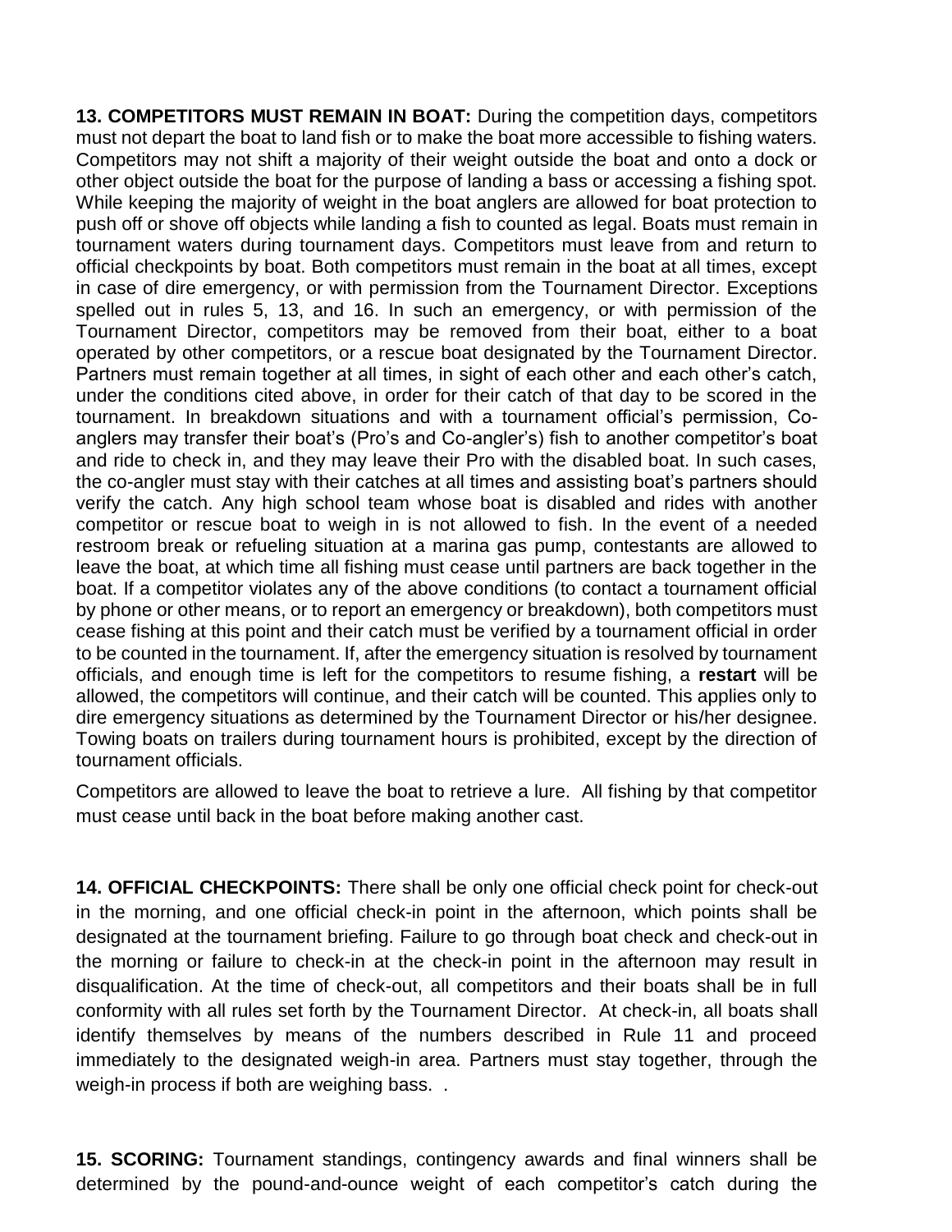**13. COMPETITORS MUST REMAIN IN BOAT:** During the competition days, competitors must not depart the boat to land fish or to make the boat more accessible to fishing waters. Competitors may not shift a majority of their weight outside the boat and onto a dock or other object outside the boat for the purpose of landing a bass or accessing a fishing spot. While keeping the majority of weight in the boat anglers are allowed for boat protection to push off or shove off objects while landing a fish to counted as legal. Boats must remain in tournament waters during tournament days. Competitors must leave from and return to official checkpoints by boat. Both competitors must remain in the boat at all times, except in case of dire emergency, or with permission from the Tournament Director. Exceptions spelled out in rules 5, 13, and 16. In such an emergency, or with permission of the Tournament Director, competitors may be removed from their boat, either to a boat operated by other competitors, or a rescue boat designated by the Tournament Director. Partners must remain together at all times, in sight of each other and each other's catch, under the conditions cited above, in order for their catch of that day to be scored in the tournament. In breakdown situations and with a tournament official's permission, Co-anglers may transfer their boat's (Pro's and Co-angler's) fish to another competitor's boat and ride to check in, and they may leave their Pro with the disabled boat. In such cases, the co-angler must stay with their catches at all times and assisting boat's partners should verify the catch. Any high school team whose boat is disabled and rides with another competitor or rescue boat to weigh in is not allowed to fish. In the event of a needed restroom break or refueling situation at a marina gas pump, contestants are allowed to leave the boat, at which time all fishing must cease until partners are back together in the boat. If a competitor violates any of the above conditions (to contact a tournament official by phone or other means, or to report an emergency or breakdown), both competitors must cease fishing at this point and their catch must be verified by a tournament official in order to be counted in the tournament. If, after the emergency situation is resolved by tournament officials, and enough time is left for the competitors to resume fishing, a **restart** will be allowed, the competitors will continue, and their catch will be counted. This applies only to dire emergency situations as determined by the Tournament Director or his/her designee. Towing boats on trailers during tournament hours is prohibited, except by the direction of tournament officials.

Competitors are allowed to leave the boat to retrieve a lure. All fishing by that competitor must cease until back in the boat before making another cast.

**14. OFFICIAL CHECKPOINTS:** There shall be only one official check point for check-out in the morning, and one official check-in point in the afternoon, which points shall be designated at the tournament briefing. Failure to go through boat check and check-out in the morning or failure to check-in at the check-in point in the afternoon may result in disqualification. At the time of check-out, all competitors and their boats shall be in full conformity with all rules set forth by the Tournament Director. At check-in, all boats shall identify themselves by means of the numbers described in Rule 11 and proceed immediately to the designated weigh-in area. Partners must stay together, through the weigh-in process if both are weighing bass. .

**15. SCORING:** Tournament standings, contingency awards and final winners shall be determined by the pound-and-ounce weight of each competitor's catch during the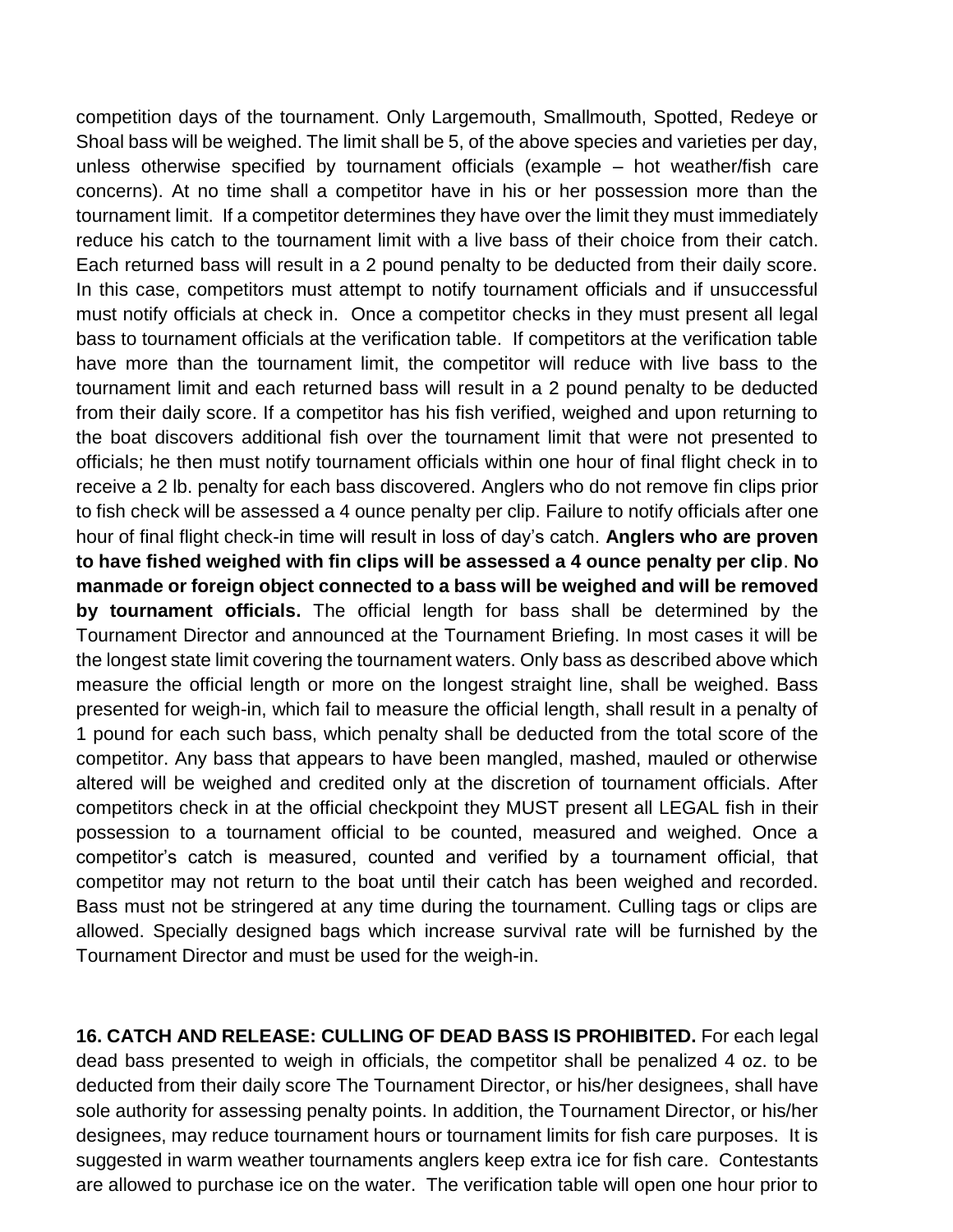competition days of the tournament. Only Largemouth, Smallmouth, Spotted, Redeye or Shoal bass will be weighed. The limit shall be 5, of the above species and varieties per day, unless otherwise specified by tournament officials (example – hot weather/fish care concerns). At no time shall a competitor have in his or her possession more than the tournament limit. If a competitor determines they have over the limit they must immediately reduce his catch to the tournament limit with a live bass of their choice from their catch. Each returned bass will result in a 2 pound penalty to be deducted from their daily score. In this case, competitors must attempt to notify tournament officials and if unsuccessful must notify officials at check in. Once a competitor checks in they must present all legal bass to tournament officials at the verification table. If competitors at the verification table have more than the tournament limit, the competitor will reduce with live bass to the tournament limit and each returned bass will result in a 2 pound penalty to be deducted from their daily score. If a competitor has his fish verified, weighed and upon returning to the boat discovers additional fish over the tournament limit that were not presented to officials; he then must notify tournament officials within one hour of final flight check in to receive a 2 lb. penalty for each bass discovered. Anglers who do not remove fin clips prior to fish check will be assessed a 4 ounce penalty per clip. Failure to notify officials after one hour of final flight check-in time will result in loss of day's catch. **Anglers who are proven to have fished weighed with fin clips will be assessed a 4 ounce penalty per clip**. **No manmade or foreign object connected to a bass will be weighed and will be removed by tournament officials.** The official length for bass shall be determined by the Tournament Director and announced at the Tournament Briefing. In most cases it will be the longest state limit covering the tournament waters. Only bass as described above which measure the official length or more on the longest straight line, shall be weighed. Bass presented for weigh-in, which fail to measure the official length, shall result in a penalty of 1 pound for each such bass, which penalty shall be deducted from the total score of the competitor. Any bass that appears to have been mangled, mashed, mauled or otherwise altered will be weighed and credited only at the discretion of tournament officials. After competitors check in at the official checkpoint they MUST present all LEGAL fish in their possession to a tournament official to be counted, measured and weighed. Once a competitor's catch is measured, counted and verified by a tournament official, that competitor may not return to the boat until their catch has been weighed and recorded. Bass must not be stringered at any time during the tournament. Culling tags or clips are allowed. Specially designed bags which increase survival rate will be furnished by the Tournament Director and must be used for the weigh-in.

**16. CATCH AND RELEASE: CULLING OF DEAD BASS IS PROHIBITED.** For each legal dead bass presented to weigh in officials, the competitor shall be penalized 4 oz. to be deducted from their daily score The Tournament Director, or his/her designees, shall have sole authority for assessing penalty points. In addition, the Tournament Director, or his/her designees, may reduce tournament hours or tournament limits for fish care purposes. It is suggested in warm weather tournaments anglers keep extra ice for fish care. Contestants are allowed to purchase ice on the water. The verification table will open one hour prior to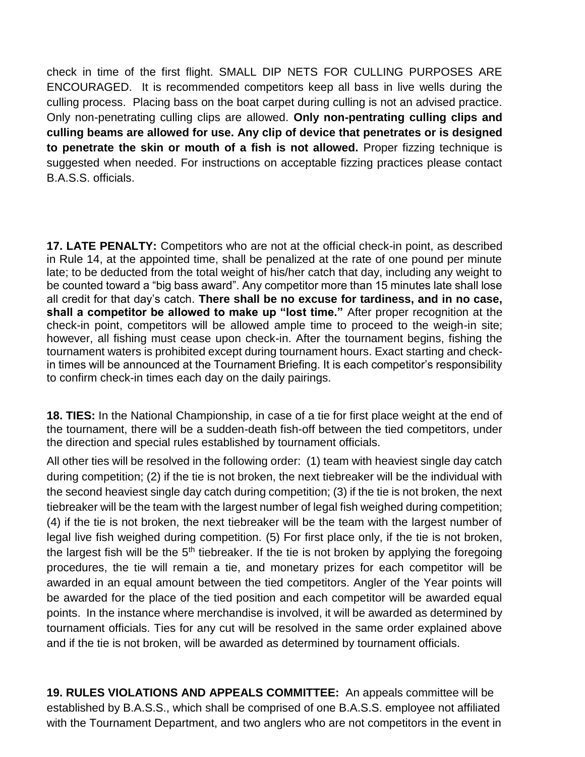check in time of the first flight. SMALL DIP NETS FOR CULLING PURPOSES ARE ENCOURAGED. It is recommended competitors keep all bass in live wells during the culling process. Placing bass on the boat carpet during culling is not an advised practice. Only non-penetrating culling clips are allowed. **Only non-pentrating culling clips and culling beams are allowed for use. Any clip of device that penetrates or is designed to penetrate the skin or mouth of a fish is not allowed.** Proper fizzing technique is suggested when needed. For instructions on acceptable fizzing practices please contact B.A.S.S. officials.

**17. LATE PENALTY:** Competitors who are not at the official check-in point, as described in Rule 14, at the appointed time, shall be penalized at the rate of one pound per minute late; to be deducted from the total weight of his/her catch that day, including any weight to be counted toward a "big bass award". Any competitor more than 15 minutes late shall lose all credit for that day's catch. **There shall be no excuse for tardiness, and in no case, shall a competitor be allowed to make up "lost time."** After proper recognition at the check-in point, competitors will be allowed ample time to proceed to the weigh-in site; however, all fishing must cease upon check-in. After the tournament begins, fishing the tournament waters is prohibited except during tournament hours. Exact starting and check-in times will be announced at the Tournament Briefing. It is each competitor's responsibility to confirm check-in times each day on the daily pairings.

**18. TIES:** In the National Championship, in case of a tie for first place weight at the end of the tournament, there will be a sudden-death fish-off between the tied competitors, under the direction and special rules established by tournament officials.

All other ties will be resolved in the following order: (1) team with heaviest single day catch during competition; (2) if the tie is not broken, the next tiebreaker will be the individual with the second heaviest single day catch during competition; (3) if the tie is not broken, the next tiebreaker will be the team with the largest number of legal fish weighed during competition; (4) if the tie is not broken, the next tiebreaker will be the team with the largest number of legal live fish weighed during competition. (5) For first place only, if the tie is not broken, the largest fish will be the 5th tiebreaker. If the tie is not broken by applying the foregoing procedures, the tie will remain a tie, and monetary prizes for each competitor will be awarded in an equal amount between the tied competitors. Angler of the Year points will be awarded for the place of the tied position and each competitor will be awarded equal points. In the instance where merchandise is involved, it will be awarded as determined by tournament officials. Ties for any cut will be resolved in the same order explained above and if the tie is not broken, will be awarded as determined by tournament officials.

**19. RULES VIOLATIONS AND APPEALS COMMITTEE:** An appeals committee will be established by B.A.S.S., which shall be comprised of one B.A.S.S. employee not affiliated with the Tournament Department, and two anglers who are not competitors in the event in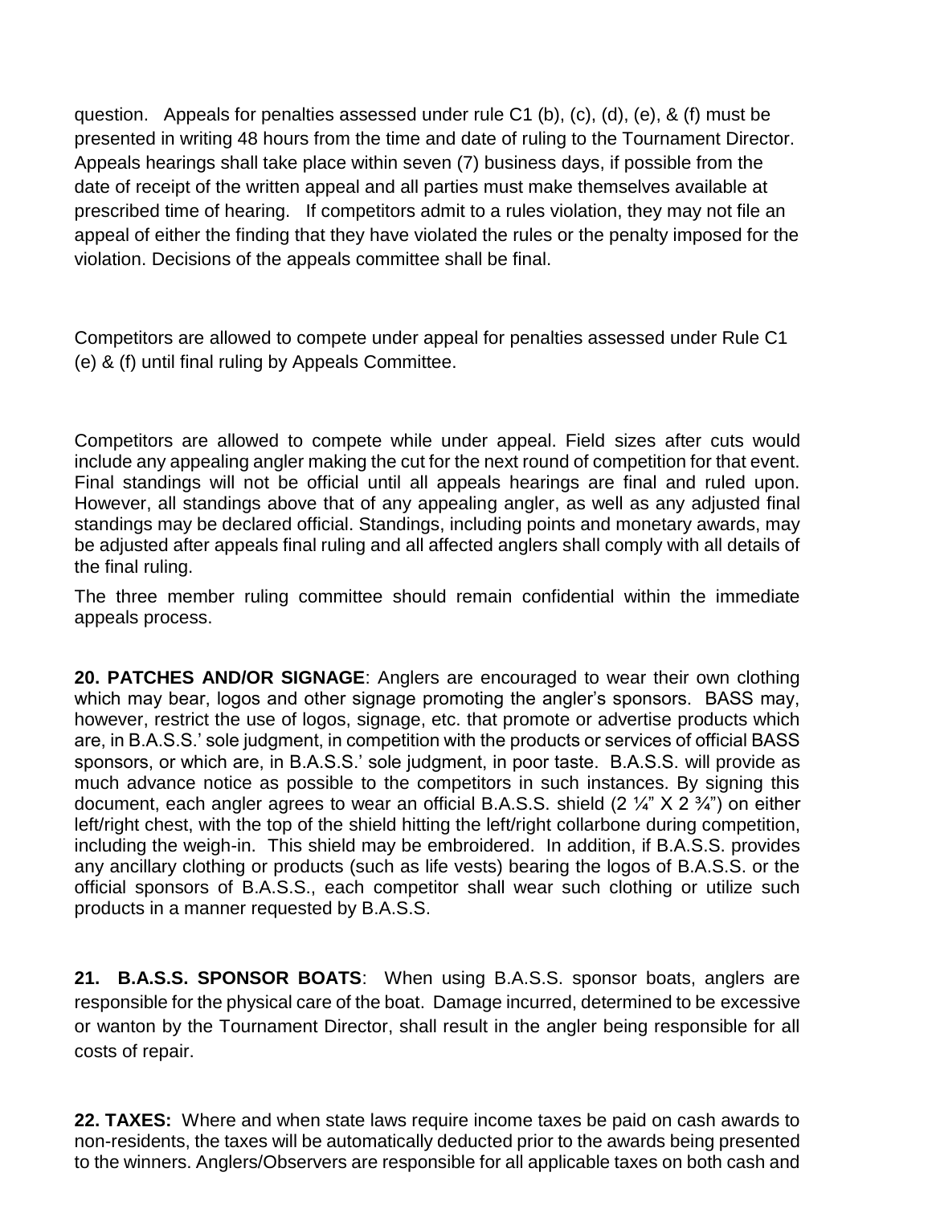question. Appeals for penalties assessed under rule C1 (b), (c), (d), (e), & (f) must be presented in writing 48 hours from the time and date of ruling to the Tournament Director. Appeals hearings shall take place within seven (7) business days, if possible from the date of receipt of the written appeal and all parties must make themselves available at prescribed time of hearing. If competitors admit to a rules violation, they may not file an appeal of either the finding that they have violated the rules or the penalty imposed for the violation. Decisions of the appeals committee shall be final.

Competitors are allowed to compete under appeal for penalties assessed under Rule C1 (e) & (f) until final ruling by Appeals Committee.

Competitors are allowed to compete while under appeal. Field sizes after cuts would include any appealing angler making the cut for the next round of competition for that event. Final standings will not be official until all appeals hearings are final and ruled upon. However, all standings above that of any appealing angler, as well as any adjusted final standings may be declared official. Standings, including points and monetary awards, may be adjusted after appeals final ruling and all affected anglers shall comply with all details of the final ruling.

The three member ruling committee should remain confidential within the immediate appeals process.

**20. PATCHES AND/OR SIGNAGE**: Anglers are encouraged to wear their own clothing which may bear, logos and other signage promoting the angler's sponsors. BASS may, however, restrict the use of logos, signage, etc. that promote or advertise products which are, in B.A.S.S.' sole judgment, in competition with the products or services of official BASS sponsors, or which are, in B.A.S.S.' sole judgment, in poor taste. B.A.S.S. will provide as much advance notice as possible to the competitors in such instances. By signing this document, each angler agrees to wear an official B.A.S.S. shield (2 ¼" X 2 ¾") on either left/right chest, with the top of the shield hitting the left/right collarbone during competition, including the weigh-in. This shield may be embroidered. In addition, if B.A.S.S. provides any ancillary clothing or products (such as life vests) bearing the logos of B.A.S.S. or the official sponsors of B.A.S.S., each competitor shall wear such clothing or utilize such products in a manner requested by B.A.S.S.

**21. B.A.S.S. SPONSOR BOATS**: When using B.A.S.S. sponsor boats, anglers are responsible for the physical care of the boat. Damage incurred, determined to be excessive or wanton by the Tournament Director, shall result in the angler being responsible for all costs of repair.

**22. TAXES:** Where and when state laws require income taxes be paid on cash awards to non-residents, the taxes will be automatically deducted prior to the awards being presented to the winners. Anglers/Observers are responsible for all applicable taxes on both cash and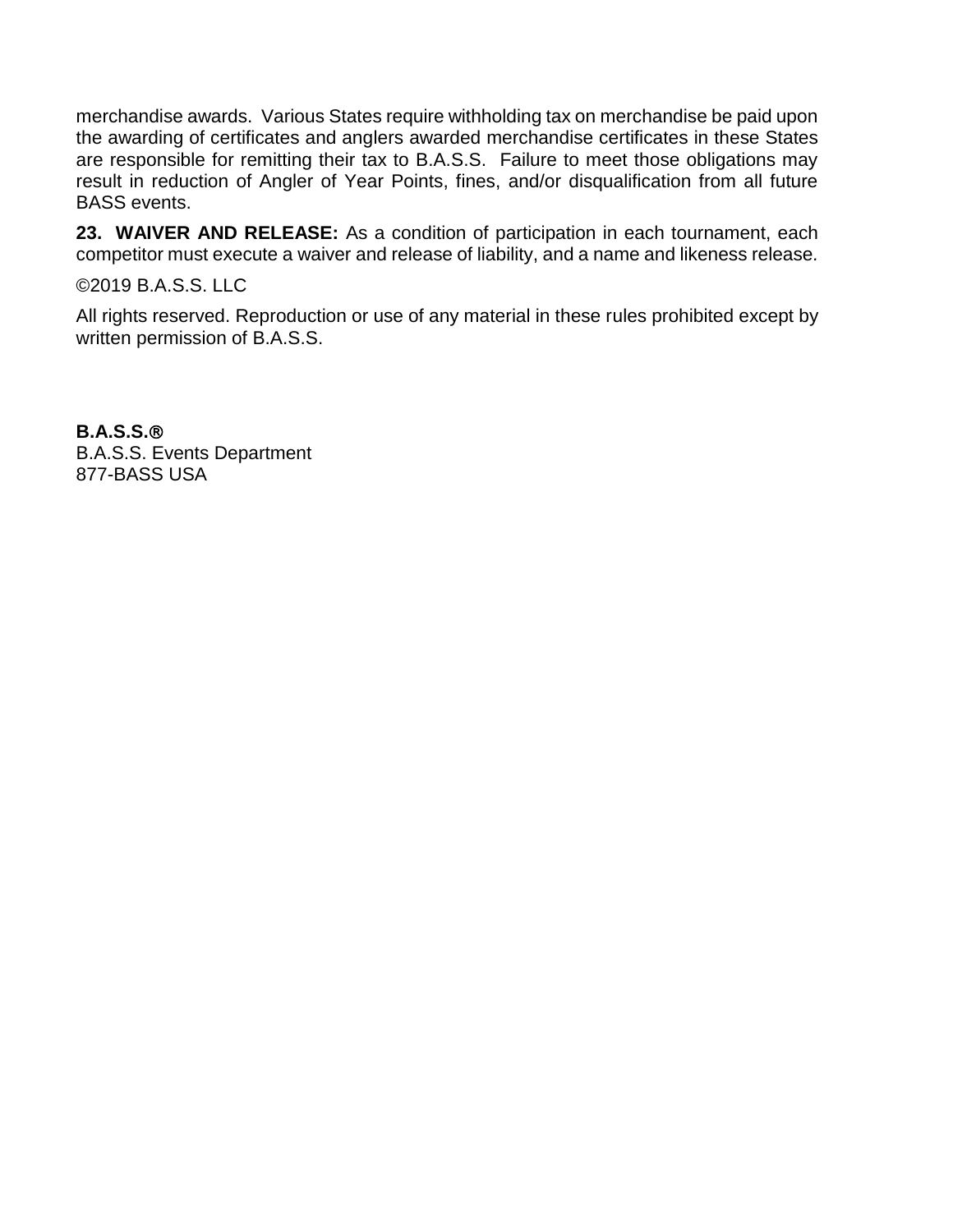merchandise awards. Various States require withholding tax on merchandise be paid upon the awarding of certificates and anglers awarded merchandise certificates in these States are responsible for remitting their tax to B.A.S.S. Failure to meet those obligations may result in reduction of Angler of Year Points, fines, and/or disqualification from all future BASS events.

**23. WAIVER AND RELEASE:** As a condition of participation in each tournament, each competitor must execute a waiver and release of liability, and a name and likeness release.

©2019 B.A.S.S. LLC

All rights reserved. Reproduction or use of any material in these rules prohibited except by written permission of B.A.S.S.

**B.A.S.S.®**
B.A.S.S. Events Department
877-BASS USA